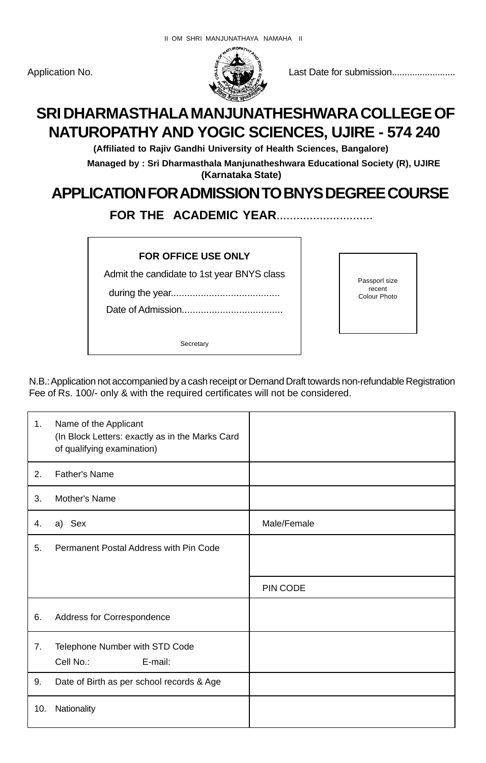II OM SHRI MANJUNATHAYA NAMAHA II

Application No. Last Date for submission........................

# SRI DHARMASTHALA MANJUNATHESHWARA COLLEGE OF NATUROPATHY AND YOGIC SCIENCES, UJIRE - 574 240

**(Affiliated to Rajiv Gandhi University of Health Sciences, Bangalore)**

**Managed by : Sri Dharmasthala Manjunatheshwara Educational Society (R), UJIRE (Karnataka State)**

## APPLICATION FOR ADMISSION TO BNYS DEGREE COURSE

**FOR THE ACADEMIC YEAR**.............................

**FOR OFFICE USE ONLY**

Admit the candidate to 1st year BNYS class

during the year.......................................

Date of Admission....................................

Secretary

Passporl size recent Colour Photo

N.B.: Application not accompanied by a cash receipt or Demand Draft towards non-refundable Registration Fee of Rs. 100/- only & with the required certificates will not be considered.

| | | |
|---|---|---|
| 1. | Name of the Applicant (In Block Letters: exactly as in the Marks Card of qualifying examination) | |
| 2. | Father's Name | |
| 3. | Mother's Name | |
| 4. | a) Sex | Male/Female |
| 5. | Permanent Postal Address with Pin Code | |
| | | PIN CODE |
| 6. | Address for Correspondence | |
| 7. | Telephone Number with STD Code<br>Cell No.: E-mail: | |
| 9. | Date of Birth as per school records & Age | |
| 10. | Nationality | |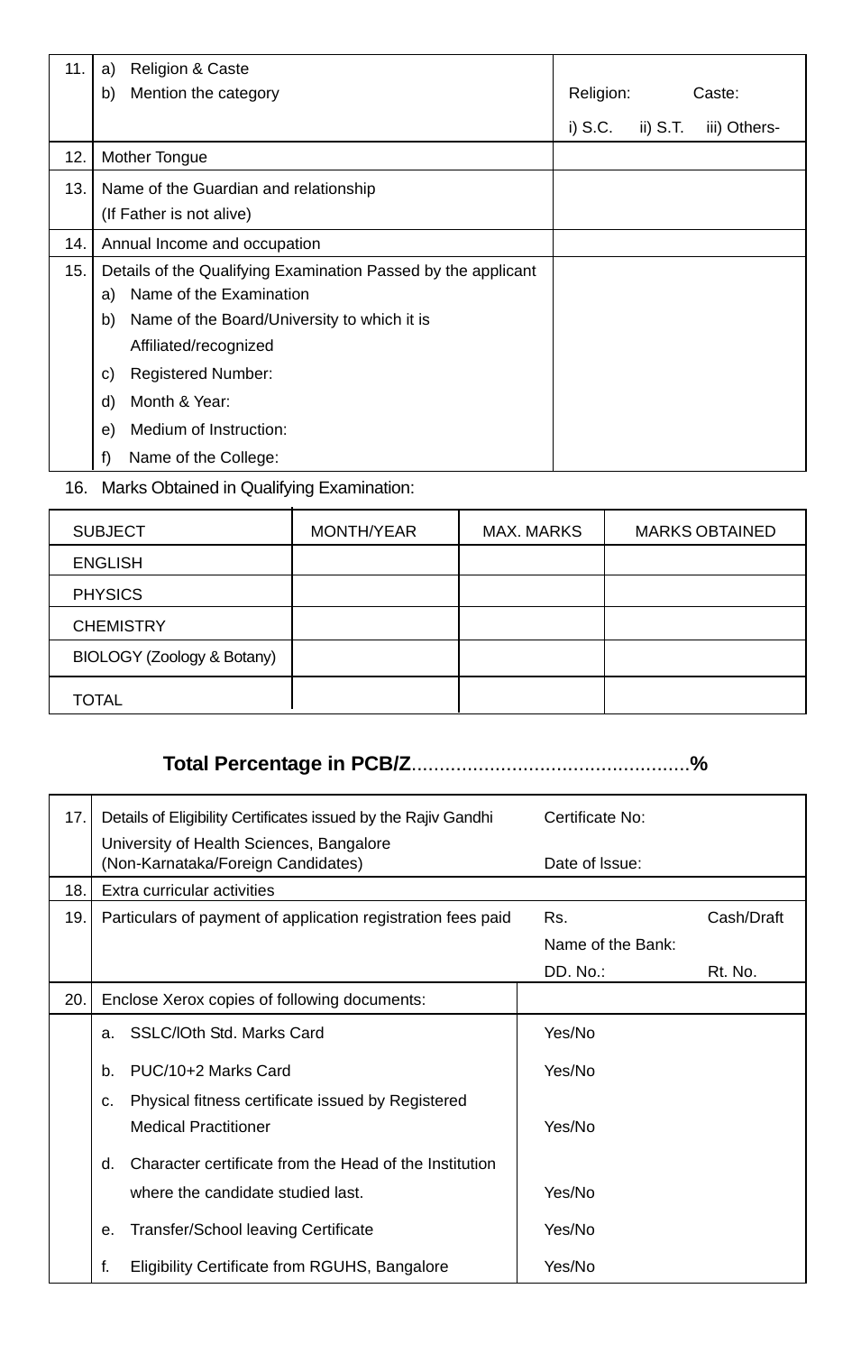| 11. | a) Religion & Caste<br>b) Mention the category | Religion: Caste:<br>i) S.C. ii) S.T. iii) Others- |
|---|---|---|
| 12. | Mother Tongue | |
| 13. | Name of the Guardian and relationship<br>(If Father is not alive) | |
| 14. | Annual Income and occupation | |
| 15. | Details of the Qualifying Examination Passed by the applicant<br>a) Name of the Examination<br>b) Name of the Board/University to which it is Affiliated/recognized<br>c) Registered Number:<br>d) Month & Year:<br>e) Medium of Instruction:<br>f) Name of the College: | |

16. Marks Obtained in Qualifying Examination:

| SUBJECT | MONTH/YEAR | MAX. MARKS | MARKS OBTAINED |
|---|---|---|---|
| ENGLISH | | | |
| PHYSICS | | | |
| CHEMISTRY | | | |
| BIOLOGY (Zoology & Botany) | | | |
| TOTAL | | | |

**Total Percentage in PCB/Z**..................................................**%**

| 17. | Details of Eligibility Certificates issued by the Rajiv Gandhi University of Health Sciences, Bangalore (Non-Karnataka/Foreign Candidates) | Certificate No:<br>Date of Issue: |
|---|---|---|
| 18. | Extra curricular activities | |
| 19. | Particulars of payment of application registration fees paid | Rs. Cash/Draft<br>Name of the Bank:<br>DD. No.: Rt. No. |
| 20. | Enclose Xerox copies of following documents: | |
| | a. SSLC/lOth Std. Marks Card | Yes/No |
| | b. PUC/10+2 Marks Card | Yes/No |
| | c. Physical fitness certificate issued by Registered Medical Practitioner | Yes/No |
| | d. Character certificate from the Head of the Institution where the candidate studied last. | Yes/No |
| | e. Transfer/School leaving Certificate | Yes/No |
| | f. Eligibility Certificate from RGUHS, Bangalore | Yes/No |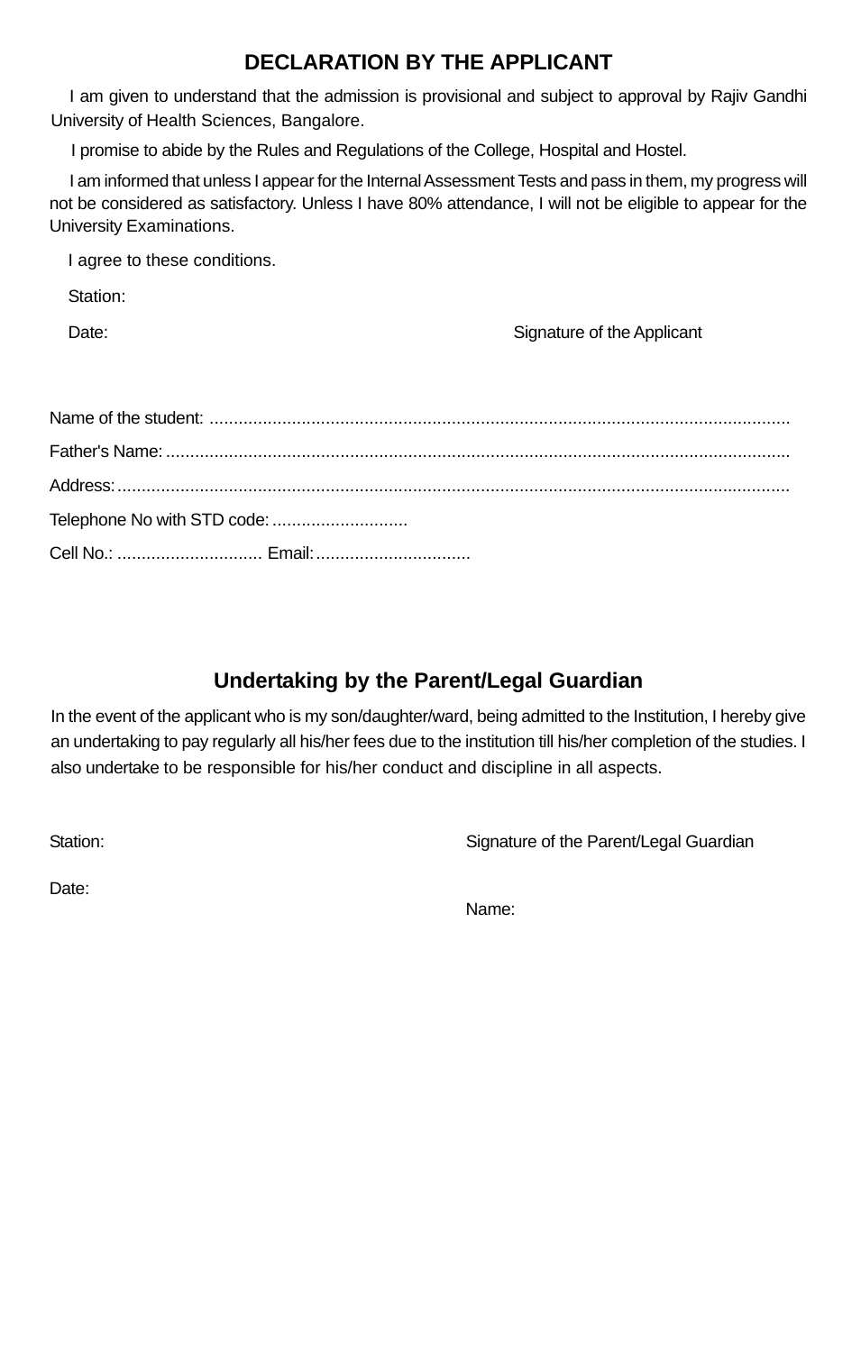## DECLARATION BY THE APPLICANT

I am given to understand that the admission is provisional and subject to approval by Rajiv Gandhi University of Health Sciences, Bangalore.

I promise to abide by the Rules and Regulations of the College, Hospital and Hostel.

I am informed that unless I appear for the Internal Assessment Tests and pass in them, my progress will not be considered as satisfactory. Unless I have 80% attendance, I will not be eligible to appear for the University Examinations.

I agree to these conditions.

Station:

Date: Signature of the Applicant

Name of the student: ......................................................................................................................

Father's Name: ..............................................................................................................................

Address: ........................................................................................................................................

Telephone No with STD code: ............................

Cell No.: ............................. Email: ................................

## Undertaking by the Parent/Legal Guardian

In the event of the applicant who is my son/daughter/ward, being admitted to the Institution, I hereby give an undertaking to pay regularly all his/her fees due to the institution till his/her completion of the studies. I also undertake to be responsible for his/her conduct and discipline in all aspects.

Station: Signature of the Parent/Legal Guardian

Date:

Name: